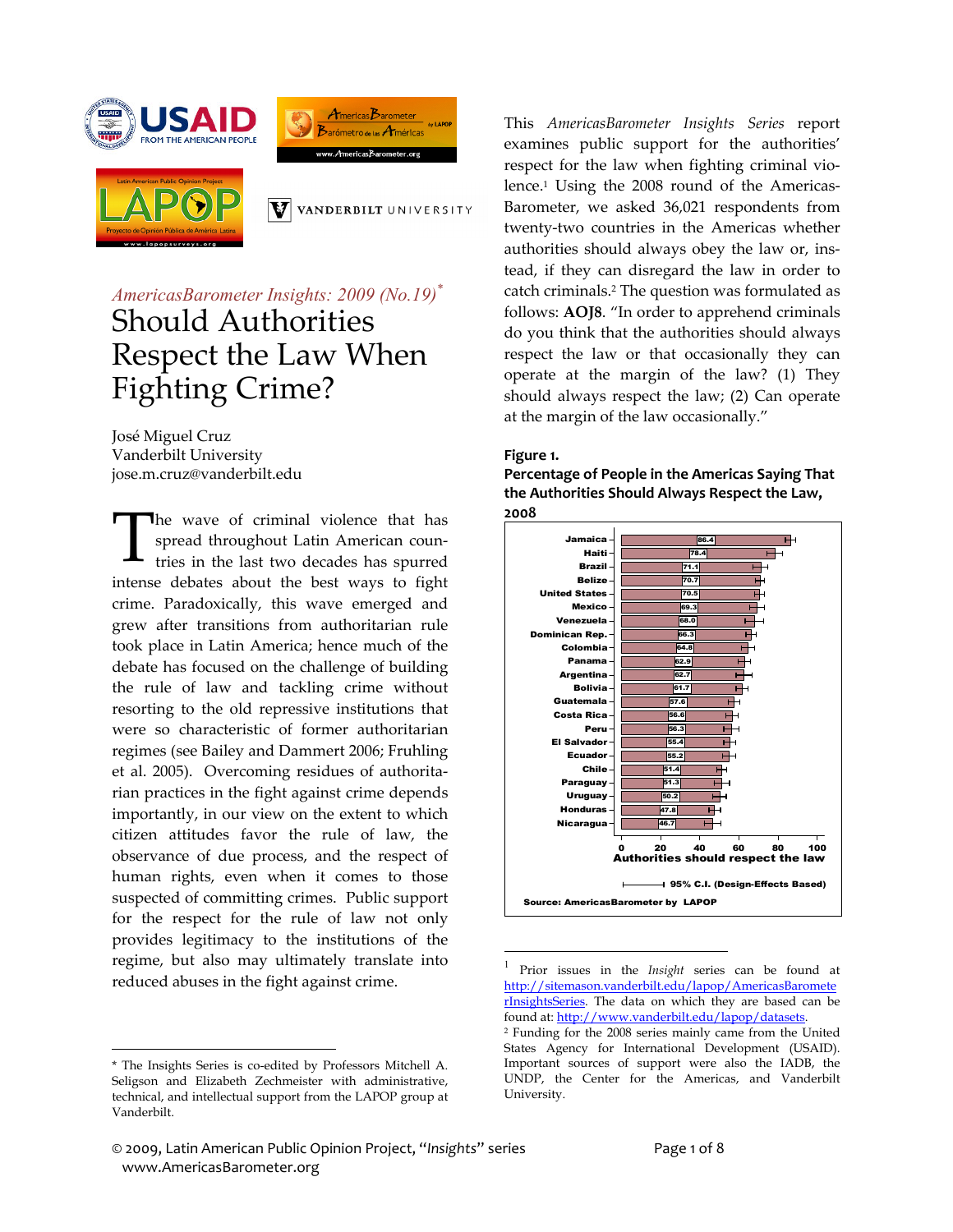*AmericasBarometer Insights: 2009 (No.19)*[*]

# Should Authorities Respect the Law When Fighting Crime?

José Miguel Cruz
Vanderbilt University
jose.m.cruz@vanderbilt.edu

The wave of criminal violence that has spread throughout Latin American countries in the last two decades has spurred intense debates about the best ways to fight crime. Paradoxically, this wave emerged and grew after transitions from authoritarian rule took place in Latin America; hence much of the debate has focused on the challenge of building the rule of law and tackling crime without resorting to the old repressive institutions that were so characteristic of former authoritarian regimes (see Bailey and Dammert 2006; Fruhling et al. 2005). Overcoming residues of authoritarian practices in the fight against crime depends importantly, in our view on the extent to which citizen attitudes favor the rule of law, the observance of due process, and the respect of human rights, even when it comes to those suspected of committing crimes. Public support for the respect for the rule of law not only provides legitimacy to the institutions of the regime, but also may ultimately translate into reduced abuses in the fight against crime.

This *AmericasBarometer Insights Series* report examines public support for the authorities' respect for the law when fighting criminal violence.[1] Using the 2008 round of the AmericasBarometer, we asked 36,021 respondents from twenty-two countries in the Americas whether authorities should always obey the law or, instead, if they can disregard the law in order to catch criminals.[2] The question was formulated as follows: **AOJ8**. "In order to apprehend criminals do you think that the authorities should always respect the law or that occasionally they can operate at the margin of the law? (1) They should always respect the law; (2) Can operate at the margin of the law occasionally."

**Figure 1.**
**Percentage of People in the Americas Saying That the Authorities Should Always Respect the Law, 2008**

| Country | Authorities should respect the law (%) |
|---|---|
| Jamaica | 86.4 |
| Haiti | 78.4 |
| Brazil | 71.1 |
| Belize | 70.7 |
| United States | 70.5 |
| Mexico | 69.3 |
| Venezuela | 68.0 |
| Dominican Rep. | 66.3 |
| Colombia | 64.8 |
| Panama | 62.9 |
| Argentina | 62.7 |
| Bolivia | 61.7 |
| Guatemala | 57.6 |
| Costa Rica | 56.6 |
| Peru | 56.3 |
| El Salvador | 55.4 |
| Ecuador | 55.2 |
| Chile | 51.4 |
| Paraguay | 51.3 |
| Uruguay | 50.2 |
| Honduras | 47.8 |
| Nicaragua | 46.7 |

95% C.I. (Design-Effects Based)

Source: AmericasBarometer by LAPOP

---

[*] The Insights Series is co-edited by Professors Mitchell A. Seligson and Elizabeth Zechmeister with administrative, technical, and intellectual support from the LAPOP group at Vanderbilt.

[1] Prior issues in the *Insight* series can be found at http://sitemason.vanderbilt.edu/lapop/AmericasBarometerInsightsSeries. The data on which they are based can be found at: http://www.vanderbilt.edu/lapop/datasets.

[2] Funding for the 2008 series mainly came from the United States Agency for International Development (USAID). Important sources of support were also the IADB, the UNDP, the Center for the Americas, and Vanderbilt University.

© 2009, Latin American Public Opinion Project, "*Insights*" series
www.AmericasBarometer.org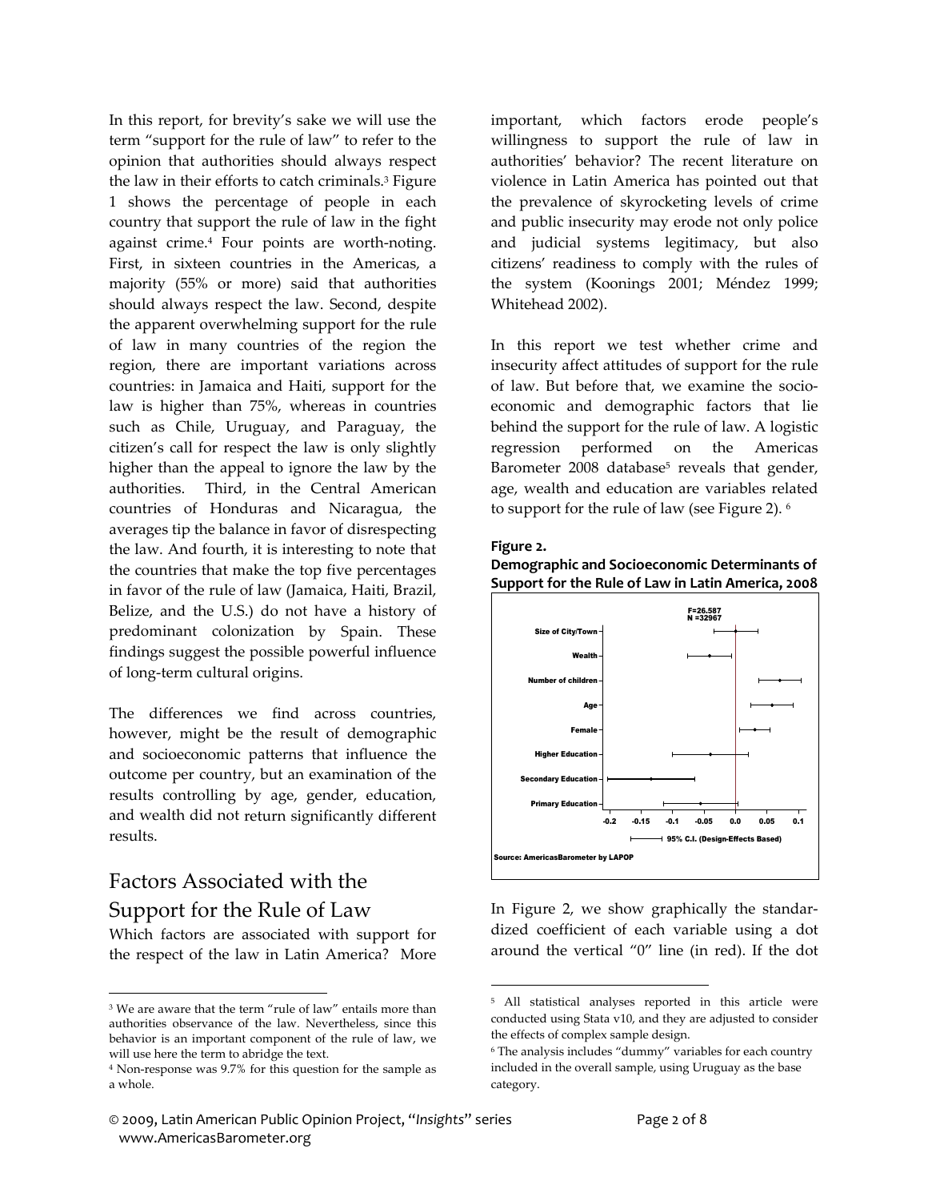In this report, for brevity's sake we will use the term "support for the rule of law" to refer to the opinion that authorities should always respect the law in their efforts to catch criminals.[3] Figure 1 shows the percentage of people in each country that support the rule of law in the fight against crime.[4] Four points are worth-noting. First, in sixteen countries in the Americas, a majority (55% or more) said that authorities should always respect the law. Second, despite the apparent overwhelming support for the rule of law in many countries of the region the region, there are important variations across countries: in Jamaica and Haiti, support for the law is higher than 75%, whereas in countries such as Chile, Uruguay, and Paraguay, the citizen's call for respect the law is only slightly higher than the appeal to ignore the law by the authorities. Third, in the Central American countries of Honduras and Nicaragua, the averages tip the balance in favor of disrespecting the law. And fourth, it is interesting to note that the countries that make the top five percentages in favor of the rule of law (Jamaica, Haiti, Brazil, Belize, and the U.S.) do not have a history of predominant colonization by Spain. These findings suggest the possible powerful influence of long-term cultural origins.

The differences we find across countries, however, might be the result of demographic and socioeconomic patterns that influence the outcome per country, but an examination of the results controlling by age, gender, education, and wealth did not return significantly different results.

## Factors Associated with the Support for the Rule of Law

Which factors are associated with support for the respect of the law in Latin America? More important, which factors erode people's willingness to support the rule of law in authorities' behavior? The recent literature on violence in Latin America has pointed out that the prevalence of skyrocketing levels of crime and public insecurity may erode not only police and judicial systems legitimacy, but also citizens' readiness to comply with the rules of the system (Koonings 2001; Méndez 1999; Whitehead 2002).

In this report we test whether crime and insecurity affect attitudes of support for the rule of law. But before that, we examine the socio-economic and demographic factors that lie behind the support for the rule of law. A logistic regression performed on the Americas Barometer 2008 database[5] reveals that gender, age, wealth and education are variables related to support for the rule of law (see Figure 2). [6]

**Figure 2.**
**Demographic and Socioeconomic Determinants of Support for the Rule of Law in Latin America, 2008**

F=26.587
N =32967

Size of City/Town; Wealth; Number of children; Age; Female; Higher Education; Secondary Education; Primary Education

-0.2 -0.15 -0.1 -0.05 0.0 0.05 0.1

95% C.I. (Design-Effects Based)

Source: AmericasBarometer by LAPOP

In Figure 2, we show graphically the standardized coefficient of each variable using a dot around the vertical "0" line (in red). If the dot

---

[3] We are aware that the term "rule of law" entails more than authorities observance of the law. Nevertheless, since this behavior is an important component of the rule of law, we will use here the term to abridge the text.

[4] Non-response was 9.7% for this question for the sample as a whole.

[5] All statistical analyses reported in this article were conducted using Stata v10, and they are adjusted to consider the effects of complex sample design.

[6] The analysis includes "dummy" variables for each country included in the overall sample, using Uruguay as the base category.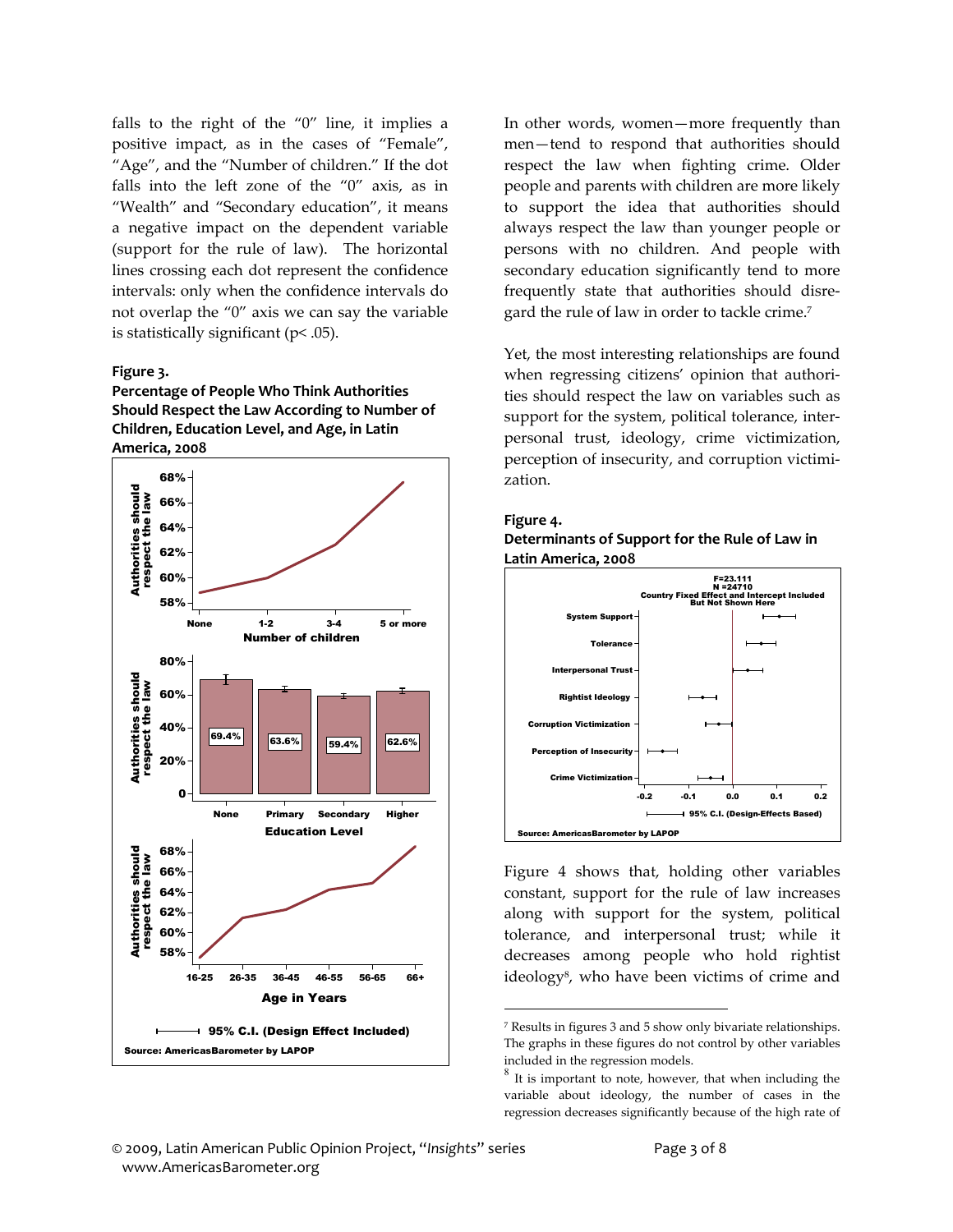falls to the right of the "0" line, it implies a positive impact, as in the cases of "Female", "Age", and the "Number of children." If the dot falls into the left zone of the "0" axis, as in "Wealth" and "Secondary education", it means a negative impact on the dependent variable (support for the rule of law). The horizontal lines crossing each dot represent the confidence intervals: only when the confidence intervals do not overlap the "0" axis we can say the variable is statistically significant (p< .05).

**Figure 3.**
**Percentage of People Who Think Authorities Should Respect the Law According to Number of Children, Education Level, and Age, in Latin America, 2008**

In other words, women—more frequently than men—tend to respond that authorities should respect the law when fighting crime. Older people and parents with children are more likely to support the idea that authorities should always respect the law than younger people or persons with no children. And people with secondary education significantly tend to more frequently state that authorities should disregard the rule of law in order to tackle crime.[7]

Yet, the most interesting relationships are found when regressing citizens' opinion that authorities should respect the law on variables such as support for the system, political tolerance, interpersonal trust, ideology, crime victimization, perception of insecurity, and corruption victimization.

**Figure 4.**
**Determinants of Support for the Rule of Law in Latin America, 2008**

Figure 4 shows that, holding other variables constant, support for the rule of law increases along with support for the system, political tolerance, and interpersonal trust; while it decreases among people who hold rightist ideology[8], who have been victims of crime and

---

[7] Results in figures 3 and 5 show only bivariate relationships. The graphs in these figures do not control by other variables included in the regression models.

[8] It is important to note, however, that when including the variable about ideology, the number of cases in the regression decreases significantly because of the high rate of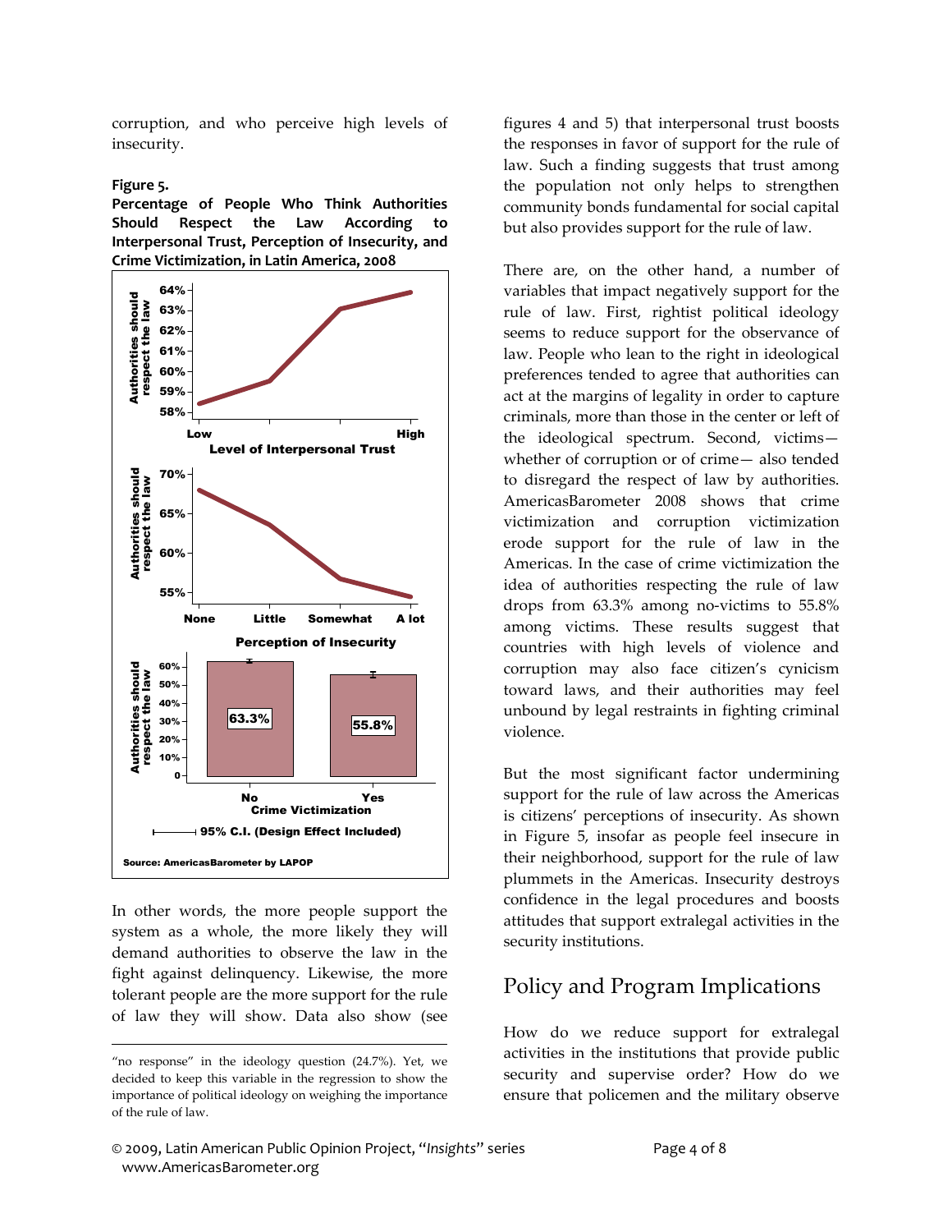corruption, and who perceive high levels of insecurity.

**Figure 5.**
**Percentage of People Who Think Authorities Should Respect the Law According to Interpersonal Trust, Perception of Insecurity, and Crime Victimization, in Latin America, 2008**

Source: AmericasBarometer by LAPOP

In other words, the more people support the system as a whole, the more likely they will demand authorities to observe the law in the fight against delinquency. Likewise, the more tolerant people are the more support for the rule of law they will show. Data also show (see figures 4 and 5) that interpersonal trust boosts the responses in favor of support for the rule of law. Such a finding suggests that trust among the population not only helps to strengthen community bonds fundamental for social capital but also provides support for the rule of law.

There are, on the other hand, a number of variables that impact negatively support for the rule of law. First, rightist political ideology seems to reduce support for the observance of law. People who lean to the right in ideological preferences tended to agree that authorities can act at the margins of legality in order to capture criminals, more than those in the center or left of the ideological spectrum. Second, victims—whether of corruption or of crime— also tended to disregard the respect of law by authorities. AmericasBarometer 2008 shows that crime victimization and corruption victimization erode support for the rule of law in the Americas. In the case of crime victimization the idea of authorities respecting the rule of law drops from 63.3% among no-victims to 55.8% among victims. These results suggest that countries with high levels of violence and corruption may also face citizen's cynicism toward laws, and their authorities may feel unbound by legal restraints in fighting criminal violence.

But the most significant factor undermining support for the rule of law across the Americas is citizens' perceptions of insecurity. As shown in Figure 5, insofar as people feel insecure in their neighborhood, support for the rule of law plummets in the Americas. Insecurity destroys confidence in the legal procedures and boosts attitudes that support extralegal activities in the security institutions.

## Policy and Program Implications

How do we reduce support for extralegal activities in the institutions that provide public security and supervise order? How do we ensure that policemen and the military observe

---

"no response" in the ideology question (24.7%). Yet, we decided to keep this variable in the regression to show the importance of political ideology on weighing the importance of the rule of law.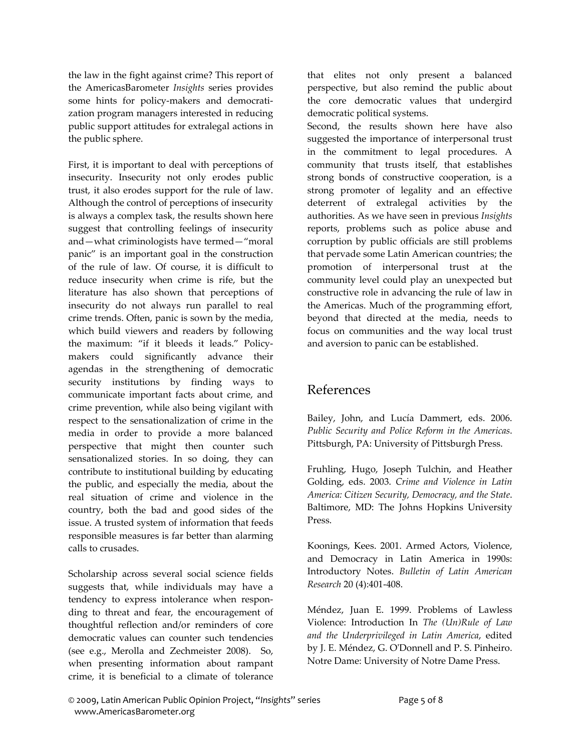the law in the fight against crime? This report of the AmericasBarometer *Insights* series provides some hints for policy-makers and democratization program managers interested in reducing public support attitudes for extralegal actions in the public sphere.

First, it is important to deal with perceptions of insecurity. Insecurity not only erodes public trust, it also erodes support for the rule of law. Although the control of perceptions of insecurity is always a complex task, the results shown here suggest that controlling feelings of insecurity and—what criminologists have termed—"moral panic" is an important goal in the construction of the rule of law. Of course, it is difficult to reduce insecurity when crime is rife, but the literature has also shown that perceptions of insecurity do not always run parallel to real crime trends. Often, panic is sown by the media, which build viewers and readers by following the maximum: "if it bleeds it leads." Policy-makers could significantly advance their agendas in the strengthening of democratic security institutions by finding ways to communicate important facts about crime, and crime prevention, while also being vigilant with respect to the sensationalization of crime in the media in order to provide a more balanced perspective that might then counter such sensationalized stories. In so doing, they can contribute to institutional building by educating the public, and especially the media, about the real situation of crime and violence in the country, both the bad and good sides of the issue. A trusted system of information that feeds responsible measures is far better than alarming calls to crusades.

Scholarship across several social science fields suggests that, while individuals may have a tendency to express intolerance when responding to threat and fear, the encouragement of thoughtful reflection and/or reminders of core democratic values can counter such tendencies (see e.g., Merolla and Zechmeister 2008). So, when presenting information about rampant crime, it is beneficial to a climate of tolerance that elites not only present a balanced perspective, but also remind the public about the core democratic values that undergird democratic political systems.

Second, the results shown here have also suggested the importance of interpersonal trust in the commitment to legal procedures. A community that trusts itself, that establishes strong bonds of constructive cooperation, is a strong promoter of legality and an effective deterrent of extralegal activities by the authorities. As we have seen in previous *Insights* reports, problems such as police abuse and corruption by public officials are still problems that pervade some Latin American countries; the promotion of interpersonal trust at the community level could play an unexpected but constructive role in advancing the rule of law in the Americas. Much of the programming effort, beyond that directed at the media, needs to focus on communities and the way local trust and aversion to panic can be established.

## References

Bailey, John, and Lucía Dammert, eds. 2006. *Public Security and Police Reform in the Americas*. Pittsburgh, PA: University of Pittsburgh Press.

Fruhling, Hugo, Joseph Tulchin, and Heather Golding, eds. 2003. *Crime and Violence in Latin America: Citizen Security, Democracy, and the State*. Baltimore, MD: The Johns Hopkins University Press.

Koonings, Kees. 2001. Armed Actors, Violence, and Democracy in Latin America in 1990s: Introductory Notes. *Bulletin of Latin American Research* 20 (4):401-408.

Méndez, Juan E. 1999. Problems of Lawless Violence: Introduction In *The (Un)Rule of Law and the Underprivileged in Latin America*, edited by J. E. Méndez, G. O'Donnell and P. S. Pinheiro. Notre Dame: University of Notre Dame Press.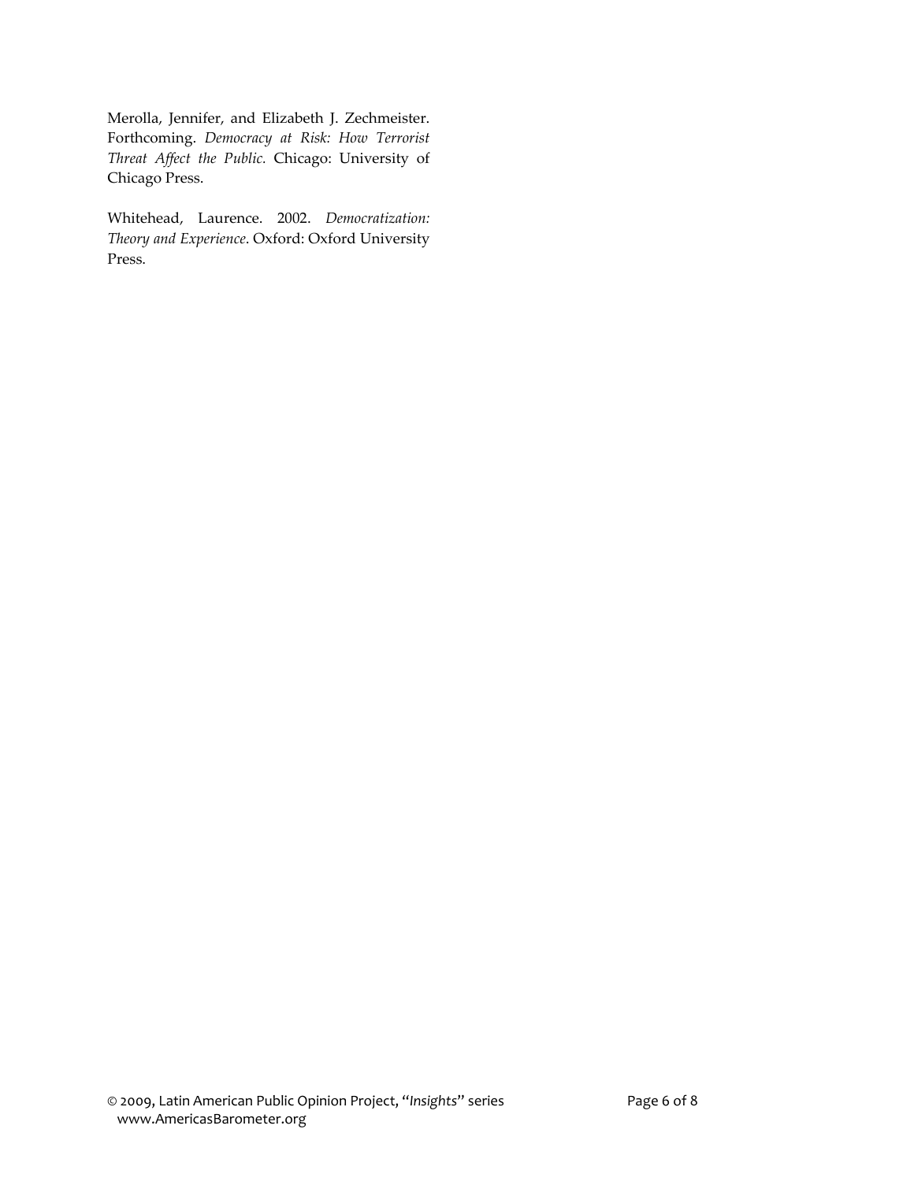Merolla, Jennifer, and Elizabeth J. Zechmeister. Forthcoming. *Democracy at Risk: How Terrorist Threat Affect the Public.* Chicago: University of Chicago Press.

Whitehead, Laurence. 2002. *Democratization: Theory and Experience*. Oxford: Oxford University Press.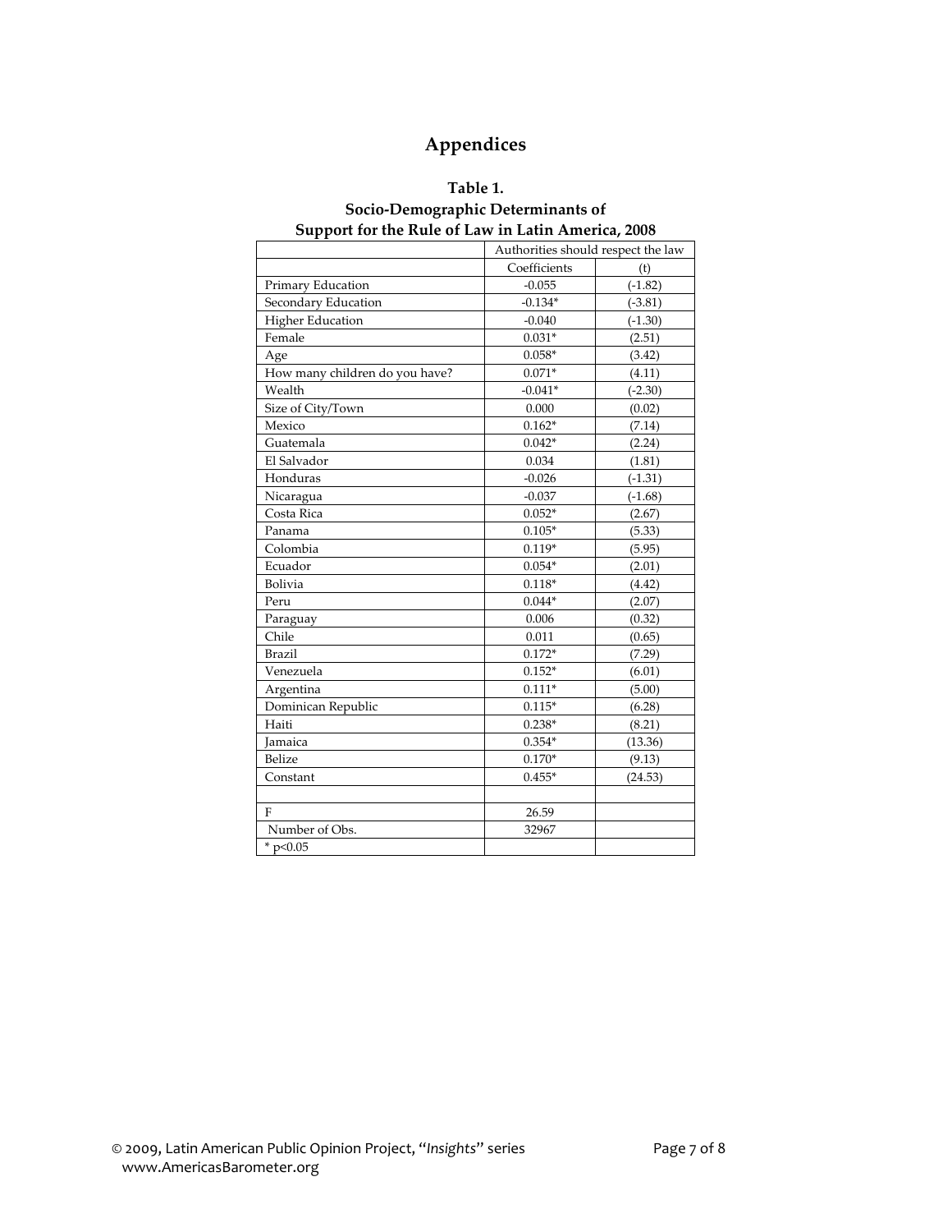# Appendices

**Table 1.**
**Socio-Demographic Determinants of Support for the Rule of Law in Latin America, 2008**

| | Authorities should respect the law | |
|---|---|---|
| | Coefficients | (t) |
| Primary Education | -0.055 | (-1.82) |
| Secondary Education | -0.134* | (-3.81) |
| Higher Education | -0.040 | (-1.30) |
| Female | 0.031* | (2.51) |
| Age | 0.058* | (3.42) |
| How many children do you have? | 0.071* | (4.11) |
| Wealth | -0.041* | (-2.30) |
| Size of City/Town | 0.000 | (0.02) |
| Mexico | 0.162* | (7.14) |
| Guatemala | 0.042* | (2.24) |
| El Salvador | 0.034 | (1.81) |
| Honduras | -0.026 | (-1.31) |
| Nicaragua | -0.037 | (-1.68) |
| Costa Rica | 0.052* | (2.67) |
| Panama | 0.105* | (5.33) |
| Colombia | 0.119* | (5.95) |
| Ecuador | 0.054* | (2.01) |
| Bolivia | 0.118* | (4.42) |
| Peru | 0.044* | (2.07) |
| Paraguay | 0.006 | (0.32) |
| Chile | 0.011 | (0.65) |
| Brazil | 0.172* | (7.29) |
| Venezuela | 0.152* | (6.01) |
| Argentina | 0.111* | (5.00) |
| Dominican Republic | 0.115* | (6.28) |
| Haiti | 0.238* | (8.21) |
| Jamaica | 0.354* | (13.36) |
| Belize | 0.170* | (9.13) |
| Constant | 0.455* | (24.53) |
| | | |
| F | 26.59 | |
| Number of Obs. | 32967 | |
| * $p<0.05$ | | |

© 2009, Latin American Public Opinion Project, "*Insights*" series
www.AmericasBarometer.org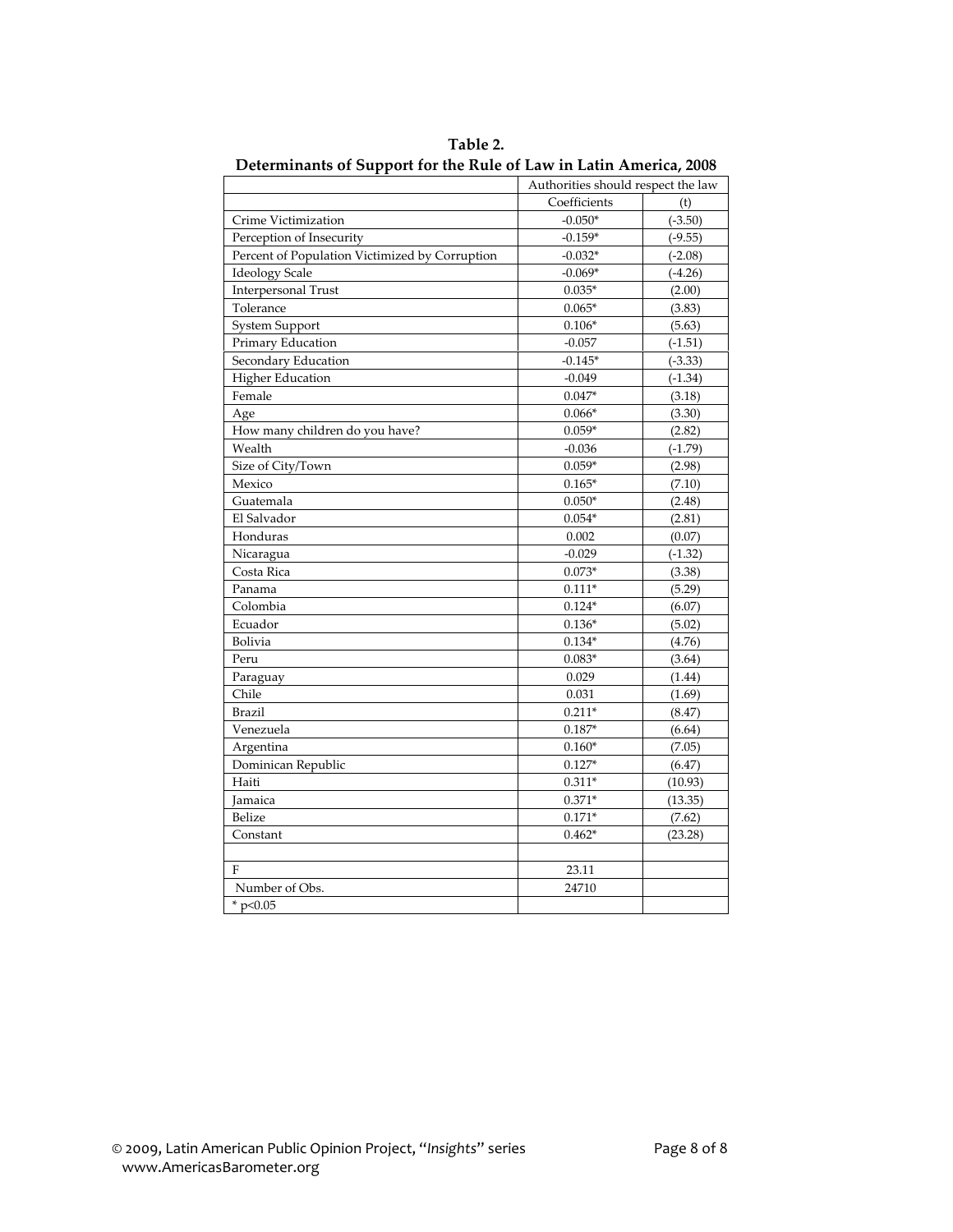**Table 2.**
**Determinants of Support for the Rule of Law in Latin America, 2008**

| | Authorities should respect the law | |
|---|---|---|
| | Coefficients | (t) |
| Crime Victimization | -0.050* | (-3.50) |
| Perception of Insecurity | -0.159* | (-9.55) |
| Percent of Population Victimized by Corruption | -0.032* | (-2.08) |
| Ideology Scale | -0.069* | (-4.26) |
| Interpersonal Trust | 0.035* | (2.00) |
| Tolerance | 0.065* | (3.83) |
| System Support | 0.106* | (5.63) |
| Primary Education | -0.057 | (-1.51) |
| Secondary Education | -0.145* | (-3.33) |
| Higher Education | -0.049 | (-1.34) |
| Female | 0.047* | (3.18) |
| Age | 0.066* | (3.30) |
| How many children do you have? | 0.059* | (2.82) |
| Wealth | -0.036 | (-1.79) |
| Size of City/Town | 0.059* | (2.98) |
| Mexico | 0.165* | (7.10) |
| Guatemala | 0.050* | (2.48) |
| El Salvador | 0.054* | (2.81) |
| Honduras | 0.002 | (0.07) |
| Nicaragua | -0.029 | (-1.32) |
| Costa Rica | 0.073* | (3.38) |
| Panama | 0.111* | (5.29) |
| Colombia | 0.124* | (6.07) |
| Ecuador | 0.136* | (5.02) |
| Bolivia | 0.134* | (4.76) |
| Peru | 0.083* | (3.64) |
| Paraguay | 0.029 | (1.44) |
| Chile | 0.031 | (1.69) |
| Brazil | 0.211* | (8.47) |
| Venezuela | 0.187* | (6.64) |
| Argentina | 0.160* | (7.05) |
| Dominican Republic | 0.127* | (6.47) |
| Haiti | 0.311* | (10.93) |
| Jamaica | 0.371* | (13.35) |
| Belize | 0.171* | (7.62) |
| Constant | 0.462* | (23.28) |
| | | |
| F | 23.11 | |
| Number of Obs. | 24710 | |
| * $p<0.05$ | | |